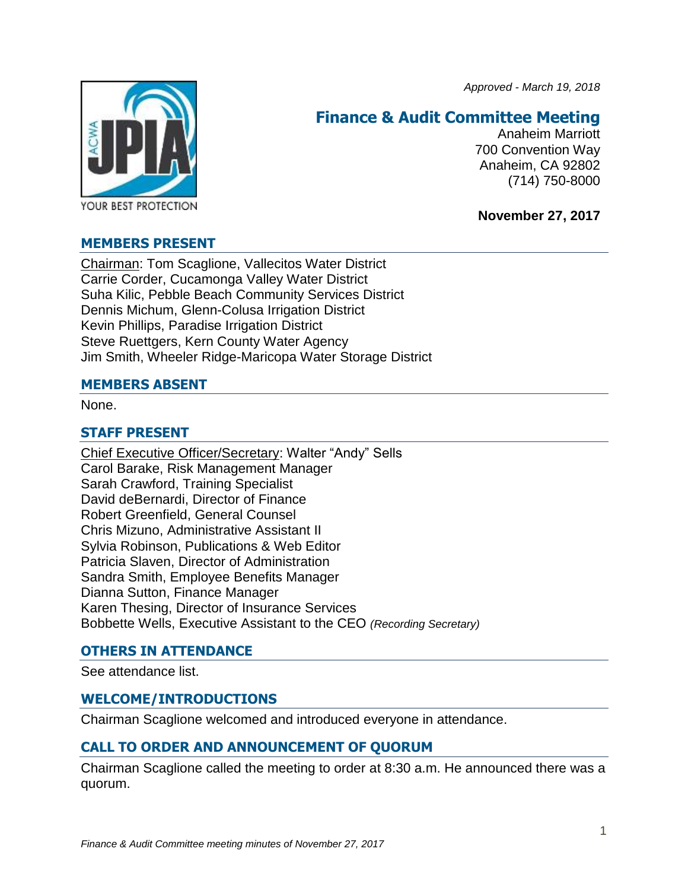*Approved - March 19, 2018*

# Finance & Audit Committee Meeting

Anaheim Marriott
700 Convention Way
Anaheim, CA 92802
(714) 750-8000

**November 27, 2017**

## MEMBERS PRESENT

Chairman: Tom Scaglione, Vallecitos Water District
Carrie Corder, Cucamonga Valley Water District
Suha Kilic, Pebble Beach Community Services District
Dennis Michum, Glenn-Colusa Irrigation District
Kevin Phillips, Paradise Irrigation District
Steve Ruettgers, Kern County Water Agency
Jim Smith, Wheeler Ridge-Maricopa Water Storage District

## MEMBERS ABSENT

None.

## STAFF PRESENT

Chief Executive Officer/Secretary: Walter "Andy" Sells
Carol Barake, Risk Management Manager
Sarah Crawford, Training Specialist
David deBernardi, Director of Finance
Robert Greenfield, General Counsel
Chris Mizuno, Administrative Assistant II
Sylvia Robinson, Publications & Web Editor
Patricia Slaven, Director of Administration
Sandra Smith, Employee Benefits Manager
Dianna Sutton, Finance Manager
Karen Thesing, Director of Insurance Services
Bobbette Wells, Executive Assistant to the CEO *(Recording Secretary)*

## OTHERS IN ATTENDANCE

See attendance list.

## WELCOME/INTRODUCTIONS

Chairman Scaglione welcomed and introduced everyone in attendance.

## CALL TO ORDER AND ANNOUNCEMENT OF QUORUM

Chairman Scaglione called the meeting to order at 8:30 a.m. He announced there was a quorum.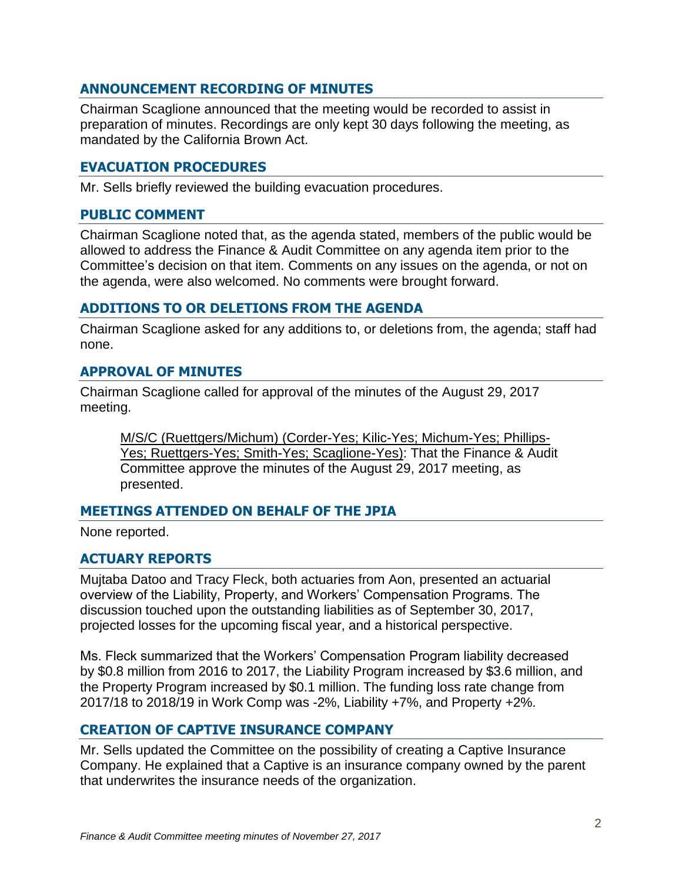## ANNOUNCEMENT RECORDING OF MINUTES

Chairman Scaglione announced that the meeting would be recorded to assist in preparation of minutes. Recordings are only kept 30 days following the meeting, as mandated by the California Brown Act.

## EVACUATION PROCEDURES

Mr. Sells briefly reviewed the building evacuation procedures.

## PUBLIC COMMENT

Chairman Scaglione noted that, as the agenda stated, members of the public would be allowed to address the Finance & Audit Committee on any agenda item prior to the Committee's decision on that item. Comments on any issues on the agenda, or not on the agenda, were also welcomed. No comments were brought forward.

## ADDITIONS TO OR DELETIONS FROM THE AGENDA

Chairman Scaglione asked for any additions to, or deletions from, the agenda; staff had none.

## APPROVAL OF MINUTES

Chairman Scaglione called for approval of the minutes of the August 29, 2017 meeting.

> M/S/C (Ruettgers/Michum) (Corder-Yes; Kilic-Yes; Michum-Yes; Phillips-Yes; Ruettgers-Yes; Smith-Yes; Scaglione-Yes): That the Finance & Audit Committee approve the minutes of the August 29, 2017 meeting, as presented.

## MEETINGS ATTENDED ON BEHALF OF THE JPIA

None reported.

## ACTUARY REPORTS

Mujtaba Datoo and Tracy Fleck, both actuaries from Aon, presented an actuarial overview of the Liability, Property, and Workers' Compensation Programs. The discussion touched upon the outstanding liabilities as of September 30, 2017, projected losses for the upcoming fiscal year, and a historical perspective.

Ms. Fleck summarized that the Workers' Compensation Program liability decreased by $0.8 million from 2016 to 2017, the Liability Program increased by $3.6 million, and the Property Program increased by $0.1 million. The funding loss rate change from 2017/18 to 2018/19 in Work Comp was -2%, Liability +7%, and Property +2%.

## CREATION OF CAPTIVE INSURANCE COMPANY

Mr. Sells updated the Committee on the possibility of creating a Captive Insurance Company. He explained that a Captive is an insurance company owned by the parent that underwrites the insurance needs of the organization.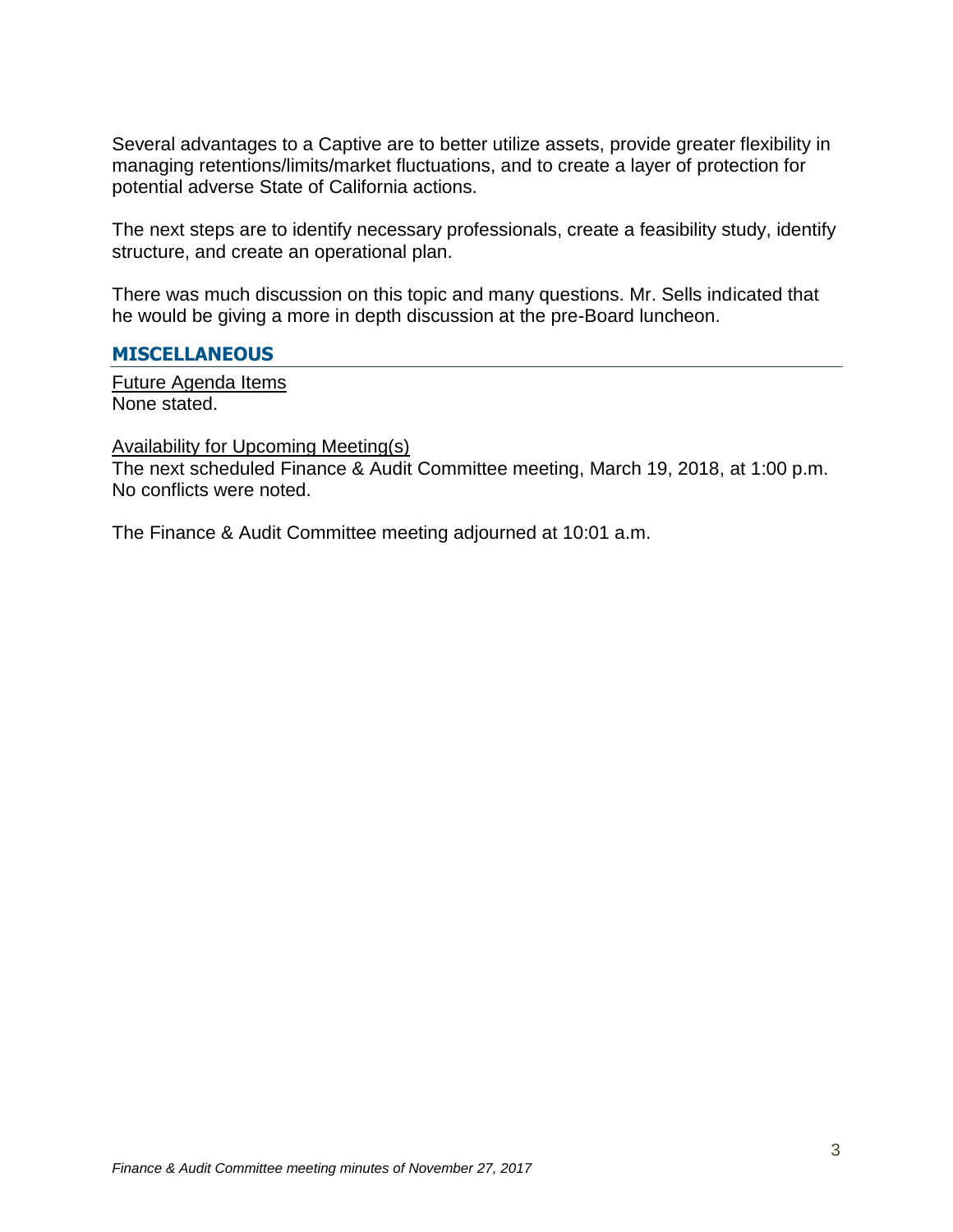Several advantages to a Captive are to better utilize assets, provide greater flexibility in managing retentions/limits/market fluctuations, and to create a layer of protection for potential adverse State of California actions.

The next steps are to identify necessary professionals, create a feasibility study, identify structure, and create an operational plan.

There was much discussion on this topic and many questions. Mr. Sells indicated that he would be giving a more in depth discussion at the pre-Board luncheon.

## MISCELLANEOUS

Future Agenda Items
None stated.

Availability for Upcoming Meeting(s)
The next scheduled Finance & Audit Committee meeting, March 19, 2018, at 1:00 p.m. No conflicts were noted.

The Finance & Audit Committee meeting adjourned at 10:01 a.m.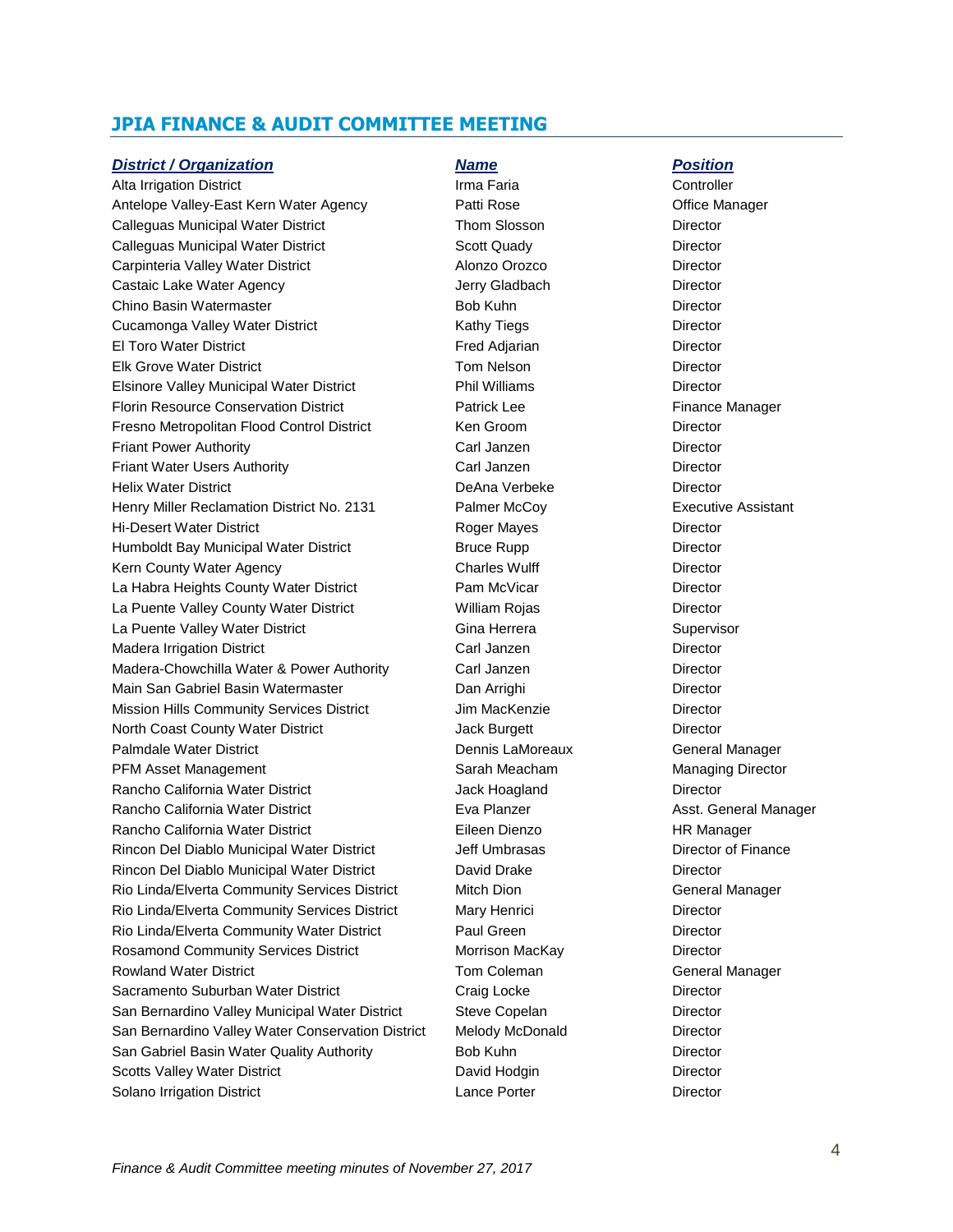## JPIA FINANCE & AUDIT COMMITTEE MEETING

| District / Organization | Name | Position |
|---|---|---|
| Alta Irrigation District | Irma Faria | Controller |
| Antelope Valley-East Kern Water Agency | Patti Rose | Office Manager |
| Calleguas Municipal Water District | Thom Slosson | Director |
| Calleguas Municipal Water District | Scott Quady | Director |
| Carpinteria Valley Water District | Alonzo Orozco | Director |
| Castaic Lake Water Agency | Jerry Gladbach | Director |
| Chino Basin Watermaster | Bob Kuhn | Director |
| Cucamonga Valley Water District | Kathy Tiegs | Director |
| El Toro Water District | Fred Adjarian | Director |
| Elk Grove Water District | Tom Nelson | Director |
| Elsinore Valley Municipal Water District | Phil Williams | Director |
| Florin Resource Conservation District | Patrick Lee | Finance Manager |
| Fresno Metropolitan Flood Control District | Ken Groom | Director |
| Friant Power Authority | Carl Janzen | Director |
| Friant Water Users Authority | Carl Janzen | Director |
| Helix Water District | DeAna Verbeke | Director |
| Henry Miller Reclamation District No. 2131 | Palmer McCoy | Executive Assistant |
| Hi-Desert Water District | Roger Mayes | Director |
| Humboldt Bay Municipal Water District | Bruce Rupp | Director |
| Kern County Water Agency | Charles Wulff | Director |
| La Habra Heights County Water District | Pam McVicar | Director |
| La Puente Valley County Water District | William Rojas | Director |
| La Puente Valley Water District | Gina Herrera | Supervisor |
| Madera Irrigation District | Carl Janzen | Director |
| Madera-Chowchilla Water & Power Authority | Carl Janzen | Director |
| Main San Gabriel Basin Watermaster | Dan Arrighi | Director |
| Mission Hills Community Services District | Jim MacKenzie | Director |
| North Coast County Water District | Jack Burgett | Director |
| Palmdale Water District | Dennis LaMoreaux | General Manager |
| PFM Asset Management | Sarah Meacham | Managing Director |
| Rancho California Water District | Jack Hoagland | Director |
| Rancho California Water District | Eva Planzer | Asst. General Manager |
| Rancho California Water District | Eileen Dienzo | HR Manager |
| Rincon Del Diablo Municipal Water District | Jeff Umbrasas | Director of Finance |
| Rincon Del Diablo Municipal Water District | David Drake | Director |
| Rio Linda/Elverta Community Services District | Mitch Dion | General Manager |
| Rio Linda/Elverta Community Services District | Mary Henrici | Director |
| Rio Linda/Elverta Community Water District | Paul Green | Director |
| Rosamond Community Services District | Morrison MacKay | Director |
| Rowland Water District | Tom Coleman | General Manager |
| Sacramento Suburban Water District | Craig Locke | Director |
| San Bernardino Valley Municipal Water District | Steve Copelan | Director |
| San Bernardino Valley Water Conservation District | Melody McDonald | Director |
| San Gabriel Basin Water Quality Authority | Bob Kuhn | Director |
| Scotts Valley Water District | David Hodgin | Director |
| Solano Irrigation District | Lance Porter | Director |

*Finance & Audit Committee meeting minutes of November 27, 2017*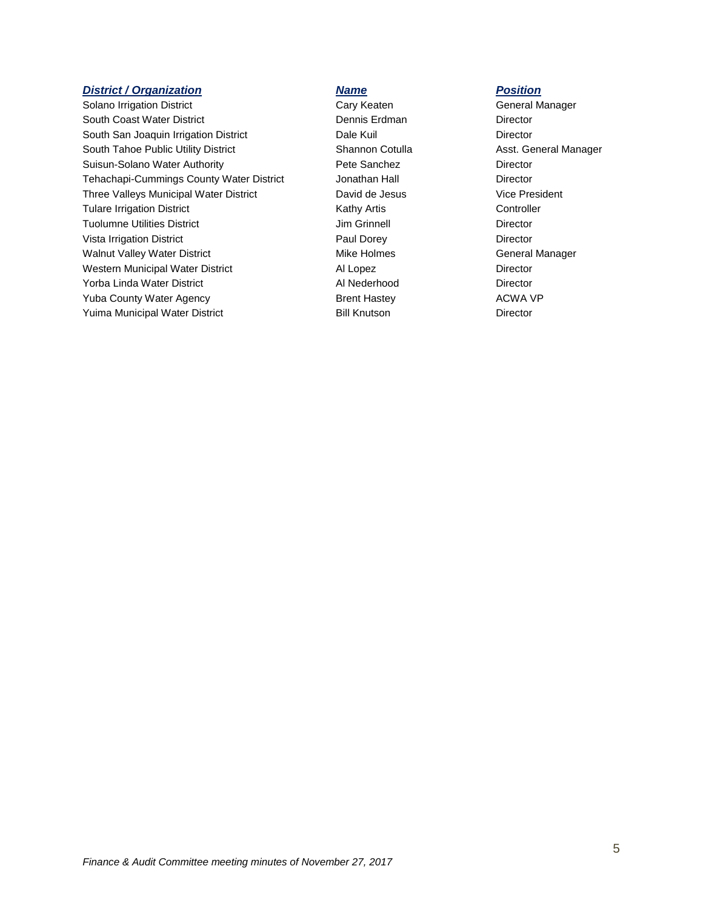| *District / Organization* | *Name* | *Position* |
|---|---|---|
| Solano Irrigation District | Cary Keaten | General Manager |
| South Coast Water District | Dennis Erdman | Director |
| South San Joaquin Irrigation District | Dale Kuil | Director |
| South Tahoe Public Utility District | Shannon Cotulla | Asst. General Manager |
| Suisun-Solano Water Authority | Pete Sanchez | Director |
| Tehachapi-Cummings County Water District | Jonathan Hall | Director |
| Three Valleys Municipal Water District | David de Jesus | Vice President |
| Tulare Irrigation District | Kathy Artis | Controller |
| Tuolumne Utilities District | Jim Grinnell | Director |
| Vista Irrigation District | Paul Dorey | Director |
| Walnut Valley Water District | Mike Holmes | General Manager |
| Western Municipal Water District | Al Lopez | Director |
| Yorba Linda Water District | Al Nederhood | Director |
| Yuba County Water Agency | Brent Hastey | ACWA VP |
| Yuima Municipal Water District | Bill Knutson | Director |